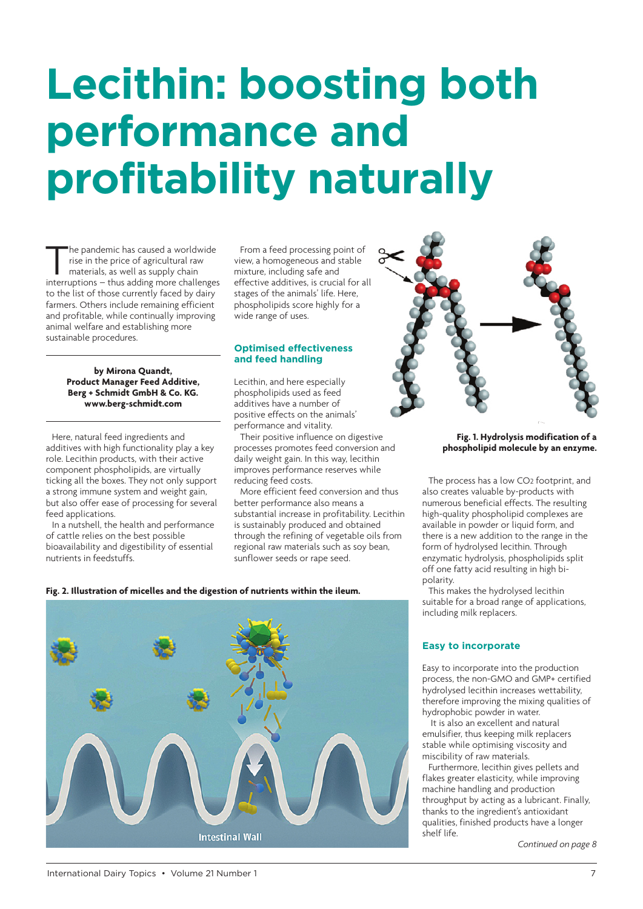# Lecithin: boosting both performance and profitability naturally

The pandemic has caused a worldwide rise in the price of agricultural raw materials, as well as supply chain interruptions – thus adding more challenges to the list of those currently faced by dairy farmers. Others include remaining efficient and profitable, while continually improving animal welfare and establishing more sustainable procedures.

**by Mirona Quandt, Product Manager Feed Additive, Berg + Schmidt GmbH & Co. KG. www.berg-schmidt.com**

Here, natural feed ingredients and additives with high functionality play a key role. Lecithin products, with their active component phospholipids, are virtually ticking all the boxes. They not only support a strong immune system and weight gain, but also offer ease of processing for several feed applications.

In a nutshell, the health and performance of cattle relies on the best possible bioavailability and digestibility of essential nutrients in feedstuffs.

From a feed processing point of view, a homogeneous and stable mixture, including safe and effective additives, is crucial for all stages of the animals' life. Here, phospholipids score highly for a wide range of uses.

## Optimised effectiveness and feed handling

Lecithin, and here especially phospholipids used as feed additives have a number of positive effects on the animals' performance and vitality.

Their positive influence on digestive processes promotes feed conversion and daily weight gain. In this way, lecithin improves performance reserves while reducing feed costs.

More efficient feed conversion and thus better performance also means a substantial increase in profitability. Lecithin is sustainably produced and obtained through the refining of vegetable oils from regional raw materials such as soy bean, sunflower seeds or rape seed.

**Fig. 1. Hydrolysis modification of a phospholipid molecule by an enzyme.**

**Fig. 2. Illustration of micelles and the digestion of nutrients within the ileum.**

The process has a low $CO_2$ footprint, and also creates valuable by-products with numerous beneficial effects. The resulting high-quality phospholipid complexes are available in powder or liquid form, and there is a new addition to the range in the form of hydrolysed lecithin. Through enzymatic hydrolysis, phospholipids split off one fatty acid resulting in high bi-polarity.

This makes the hydrolysed lecithin suitable for a broad range of applications, including milk replacers.

## Easy to incorporate

Easy to incorporate into the production process, the non-GMO and GMP+ certified hydrolysed lecithin increases wettability, therefore improving the mixing qualities of hydrophobic powder in water.

It is also an excellent and natural emulsifier, thus keeping milk replacers stable while optimising viscosity and miscibility of raw materials.

Furthermore, lecithin gives pellets and flakes greater elasticity, while improving machine handling and production throughput by acting as a lubricant. Finally, thanks to the ingredient's antioxidant qualities, finished products have a longer shelf life.

*Continued on page 8*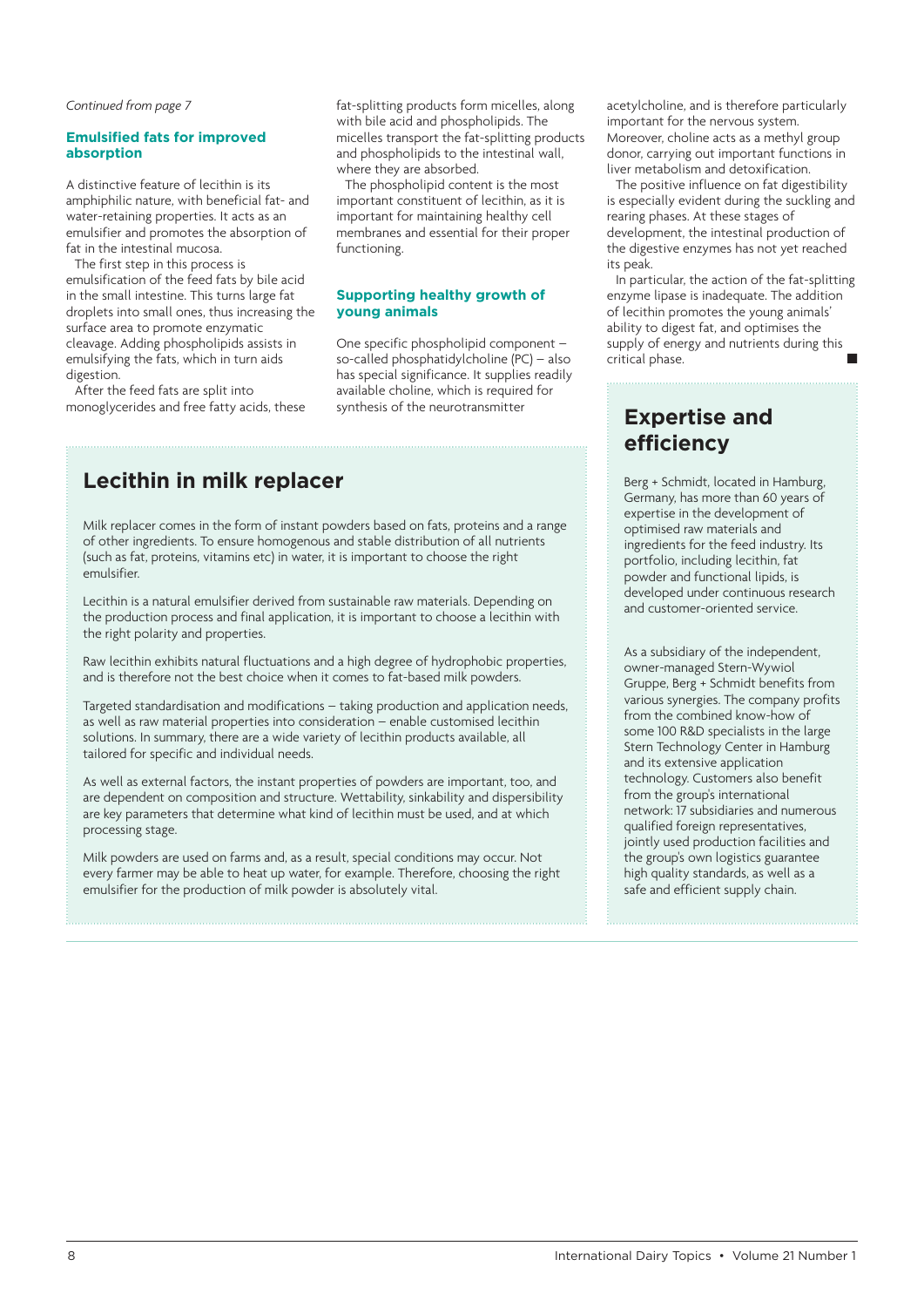*Continued from page 7*

### Emulsified fats for improved absorption

A distinctive feature of lecithin is its amphiphilic nature, with beneficial fat- and water-retaining properties. It acts as an emulsifier and promotes the absorption of fat in the intestinal mucosa.

The first step in this process is emulsification of the feed fats by bile acid in the small intestine. This turns large fat droplets into small ones, thus increasing the surface area to promote enzymatic cleavage. Adding phospholipids assists in emulsifying the fats, which in turn aids digestion.

After the feed fats are split into monoglycerides and free fatty acids, these fat-splitting products form micelles, along with bile acid and phospholipids. The micelles transport the fat-splitting products and phospholipids to the intestinal wall, where they are absorbed.

The phospholipid content is the most important constituent of lecithin, as it is important for maintaining healthy cell membranes and essential for their proper functioning.

### Supporting healthy growth of young animals

One specific phospholipid component – so-called phosphatidylcholine (PC) – also has special significance. It supplies readily available choline, which is required for synthesis of the neurotransmitter acetylcholine, and is therefore particularly important for the nervous system. Moreover, choline acts as a methyl group donor, carrying out important functions in liver metabolism and detoxification.

The positive influence on fat digestibility is especially evident during the suckling and rearing phases. At these stages of development, the intestinal production of the digestive enzymes has not yet reached its peak.

In particular, the action of the fat-splitting enzyme lipase is inadequate. The addition of lecithin promotes the young animals' ability to digest fat, and optimises the supply of energy and nutrients during this critical phase. ■

## Lecithin in milk replacer

Milk replacer comes in the form of instant powders based on fats, proteins and a range of other ingredients. To ensure homogenous and stable distribution of all nutrients (such as fat, proteins, vitamins etc) in water, it is important to choose the right emulsifier.

Lecithin is a natural emulsifier derived from sustainable raw materials. Depending on the production process and final application, it is important to choose a lecithin with the right polarity and properties.

Raw lecithin exhibits natural fluctuations and a high degree of hydrophobic properties, and is therefore not the best choice when it comes to fat-based milk powders.

Targeted standardisation and modifications – taking production and application needs, as well as raw material properties into consideration – enable customised lecithin solutions. In summary, there are a wide variety of lecithin products available, all tailored for specific and individual needs.

As well as external factors, the instant properties of powders are important, too, and are dependent on composition and structure. Wettability, sinkability and dispersibility are key parameters that determine what kind of lecithin must be used, and at which processing stage.

Milk powders are used on farms and, as a result, special conditions may occur. Not every farmer may be able to heat up water, for example. Therefore, choosing the right emulsifier for the production of milk powder is absolutely vital.

## Expertise and efficiency

Berg + Schmidt, located in Hamburg, Germany, has more than 60 years of expertise in the development of optimised raw materials and ingredients for the feed industry. Its portfolio, including lecithin, fat powder and functional lipids, is developed under continuous research and customer-oriented service.

As a subsidiary of the independent, owner-managed Stern-Wywiol Gruppe, Berg + Schmidt benefits from various synergies. The company profits from the combined know-how of some 100 R&D specialists in the large Stern Technology Center in Hamburg and its extensive application technology. Customers also benefit from the group's international network: 17 subsidiaries and numerous qualified foreign representatives, jointly used production facilities and the group's own logistics guarantee high quality standards, as well as a safe and efficient supply chain.